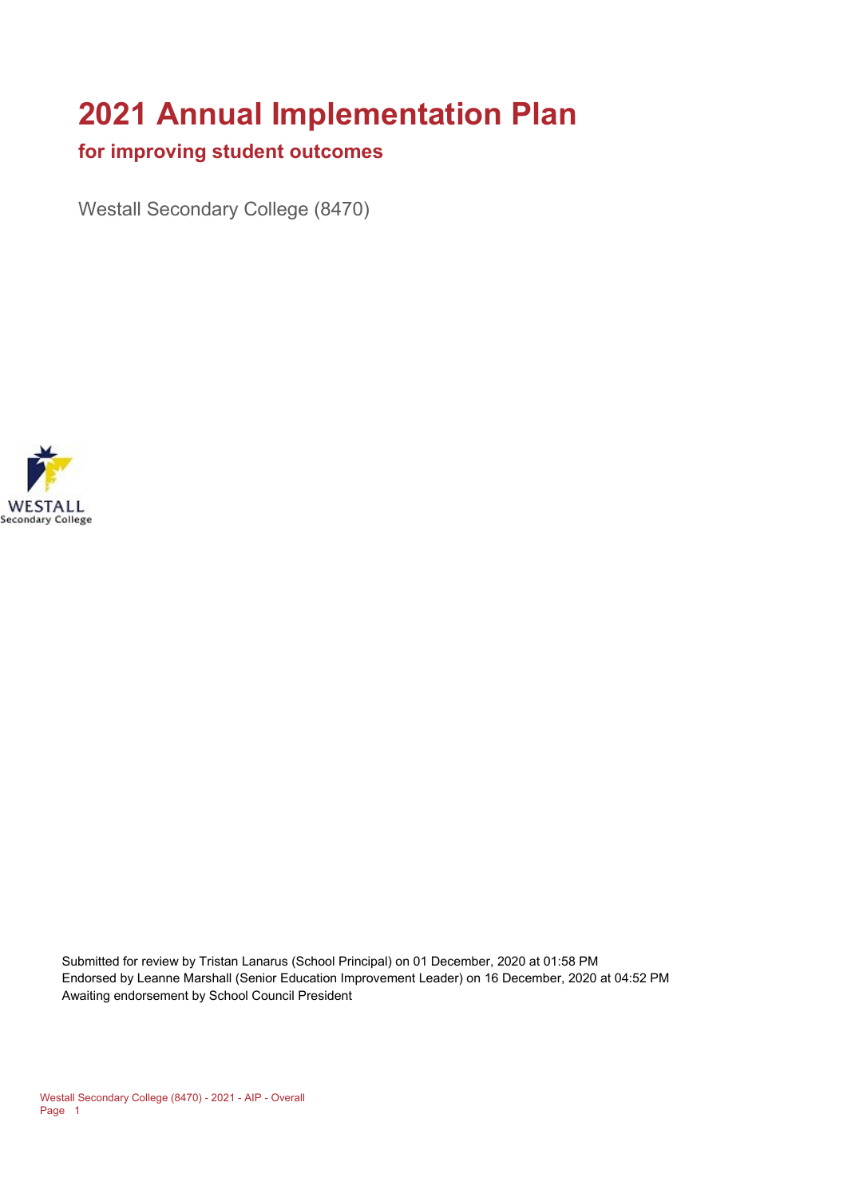# 2021 Annual Implementation Plan

## for improving student outcomes

Westall Secondary College (8470)

Submitted for review by Tristan Lanarus (School Principal) on 01 December, 2020 at 01:58 PM
Endorsed by Leanne Marshall (Senior Education Improvement Leader) on 16 December, 2020 at 04:52 PM
Awaiting endorsement by School Council President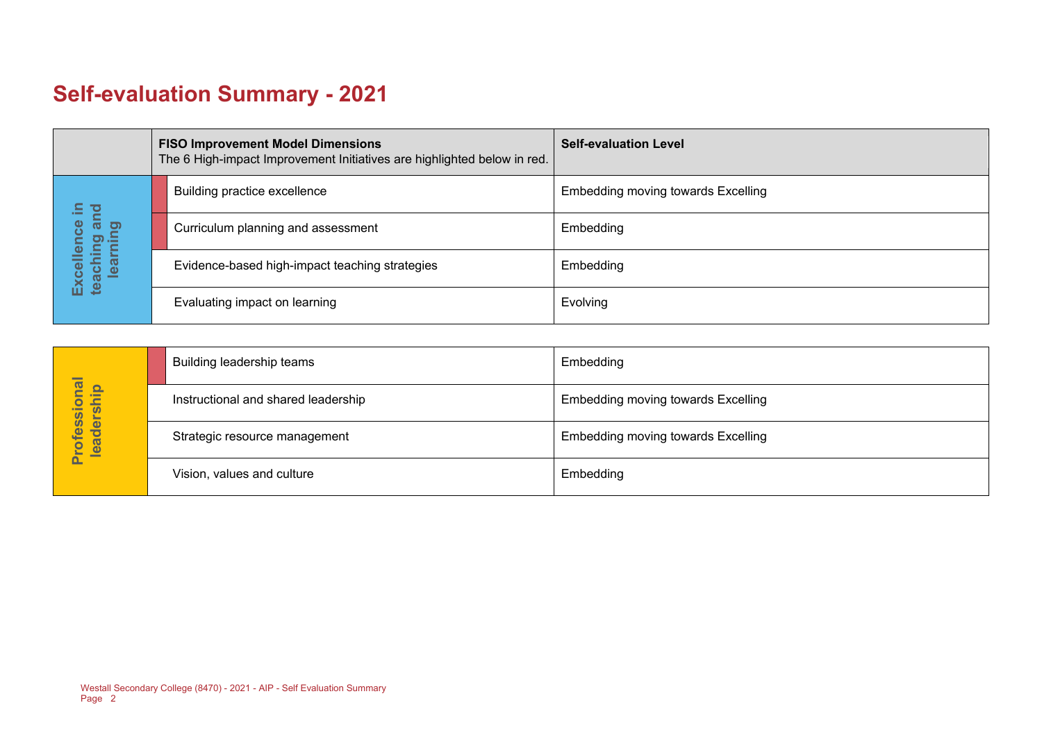# Self-evaluation Summary - 2021

| | FISO Improvement Model Dimensions<br>The 6 High-impact Improvement Initiatives are highlighted below in red. | Self-evaluation Level |
|---|---|---|
| Excellence in teaching and learning | Building practice excellence | Embedding moving towards Excelling |
| | Curriculum planning and assessment | Embedding |
| | Evidence-based high-impact teaching strategies | Embedding |
| | Evaluating impact on learning | Evolving |

| | | |
|---|---|---|
| Professional leadership | Building leadership teams | Embedding |
| | Instructional and shared leadership | Embedding moving towards Excelling |
| | Strategic resource management | Embedding moving towards Excelling |
| | Vision, values and culture | Embedding |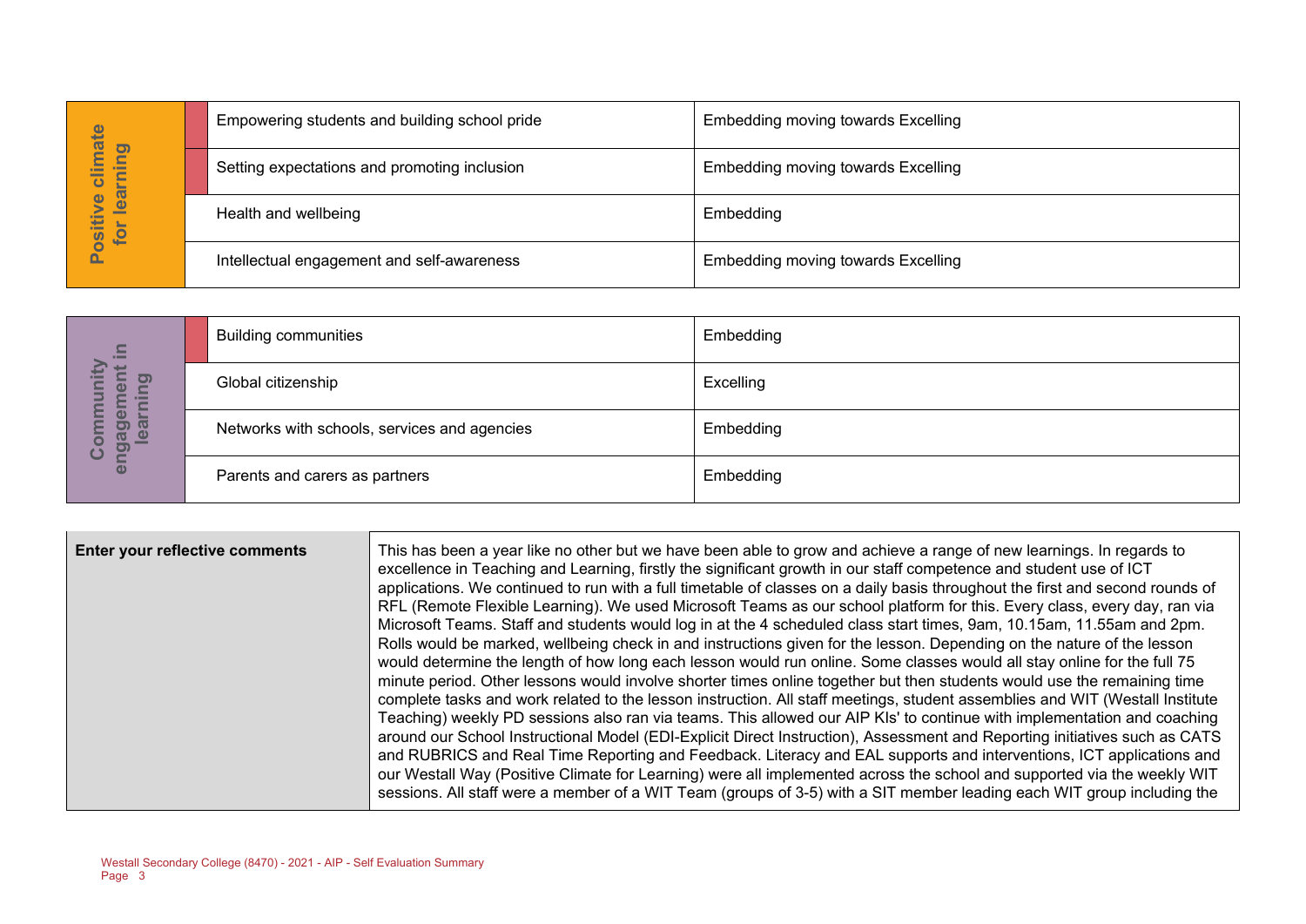| Positive climate for learning | | |
|---|---|---|
| | Empowering students and building school pride | Embedding moving towards Excelling |
| | Setting expectations and promoting inclusion | Embedding moving towards Excelling |
| | Health and wellbeing | Embedding |
| | Intellectual engagement and self-awareness | Embedding moving towards Excelling |

| Community engagement in learning | | |
|---|---|---|
| | Building communities | Embedding |
| | Global citizenship | Excelling |
| | Networks with schools, services and agencies | Embedding |
| | Parents and carers as partners | Embedding |

| Enter your reflective comments | |
|---|---|
| | This has been a year like no other but we have been able to grow and achieve a range of new learnings. In regards to excellence in Teaching and Learning, firstly the significant growth in our staff competence and student use of ICT applications. We continued to run with a full timetable of classes on a daily basis throughout the first and second rounds of RFL (Remote Flexible Learning). We used Microsoft Teams as our school platform for this. Every class, every day, ran via Microsoft Teams. Staff and students would log in at the 4 scheduled class start times, 9am, 10.15am, 11.55am and 2pm. Rolls would be marked, wellbeing check in and instructions given for the lesson. Depending on the nature of the lesson would determine the length of how long each lesson would run online. Some classes would all stay online for the full 75 minute period. Other lessons would involve shorter times online together but then students would use the remaining time complete tasks and work related to the lesson instruction. All staff meetings, student assemblies and WIT (Westall Institute Teaching) weekly PD sessions also ran via teams. This allowed our AIP KIs' to continue with implementation and coaching around our School Instructional Model (EDI-Explicit Direct Instruction), Assessment and Reporting initiatives such as CATS and RUBRICS and Real Time Reporting and Feedback. Literacy and EAL supports and interventions, ICT applications and our Westall Way (Positive Climate for Learning) were all implemented across the school and supported via the weekly WIT sessions. All staff were a member of a WIT Team (groups of 3-5) with a SIT member leading each WIT group including the |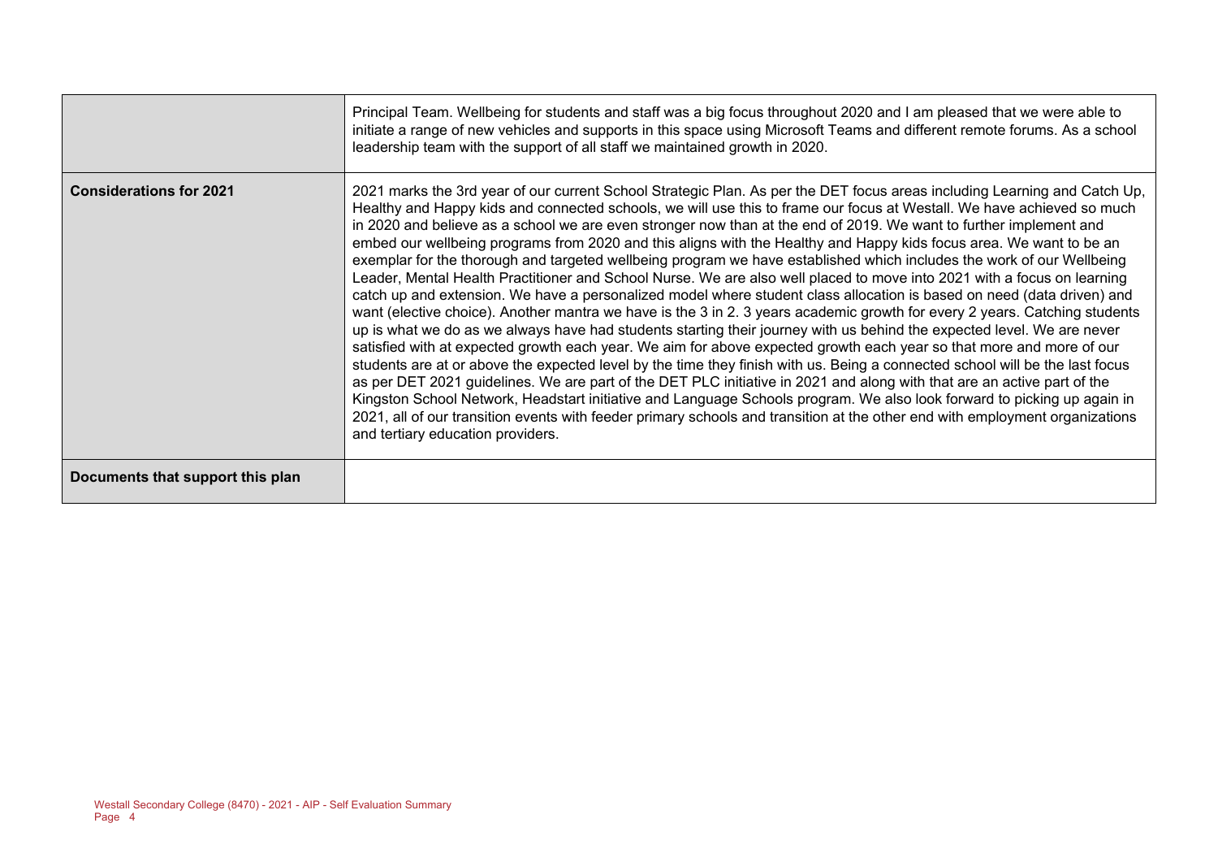| | |
|---|---|
| | Principal Team. Wellbeing for students and staff was a big focus throughout 2020 and I am pleased that we were able to initiate a range of new vehicles and supports in this space using Microsoft Teams and different remote forums. As a school leadership team with the support of all staff we maintained growth in 2020. |
| **Considerations for 2021** | 2021 marks the 3rd year of our current School Strategic Plan. As per the DET focus areas including Learning and Catch Up, Healthy and Happy kids and connected schools, we will use this to frame our focus at Westall. We have achieved so much in 2020 and believe as a school we are even stronger now than at the end of 2019. We want to further implement and embed our wellbeing programs from 2020 and this aligns with the Healthy and Happy kids focus area. We want to be an exemplar for the thorough and targeted wellbeing program we have established which includes the work of our Wellbeing Leader, Mental Health Practitioner and School Nurse. We are also well placed to move into 2021 with a focus on learning catch up and extension. We have a personalized model where student class allocation is based on need (data driven) and want (elective choice). Another mantra we have is the 3 in 2. 3 years academic growth for every 2 years. Catching students up is what we do as we always have had students starting their journey with us behind the expected level. We are never satisfied with at expected growth each year. We aim for above expected growth each year so that more and more of our students are at or above the expected level by the time they finish with us. Being a connected school will be the last focus as per DET 2021 guidelines. We are part of the DET PLC initiative in 2021 and along with that are an active part of the Kingston School Network, Headstart initiative and Language Schools program. We also look forward to picking up again in 2021, all of our transition events with feeder primary schools and transition at the other end with employment organizations and tertiary education providers. |
| **Documents that support this plan** | |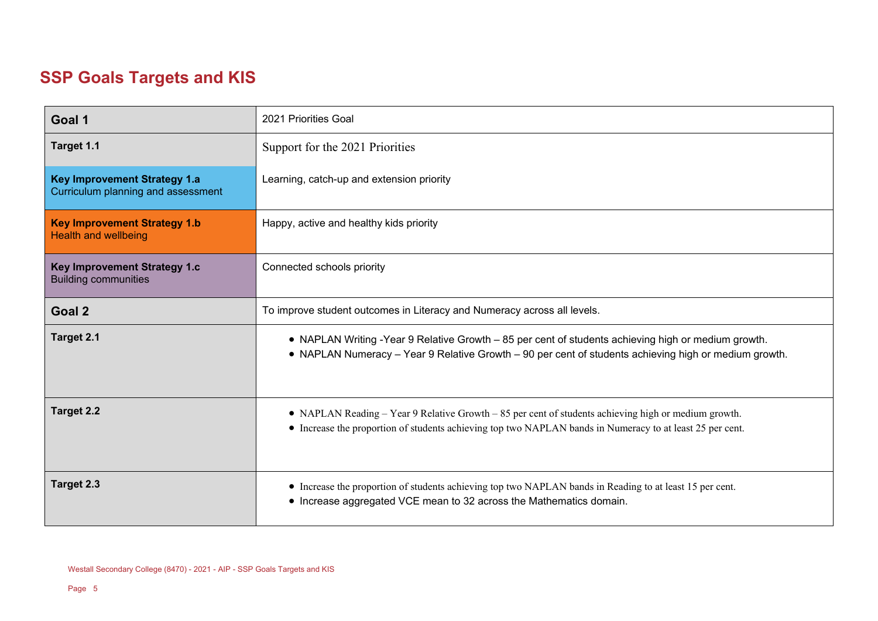# SSP Goals Targets and KIS

| | |
|---|---|
| **Goal 1** | 2021 Priorities Goal |
| **Target 1.1** | Support for the 2021 Priorities |
| **Key Improvement Strategy 1.a** Curriculum planning and assessment | Learning, catch-up and extension priority |
| **Key Improvement Strategy 1.b** Health and wellbeing | Happy, active and healthy kids priority |
| **Key Improvement Strategy 1.c** Building communities | Connected schools priority |
| **Goal 2** | To improve student outcomes in Literacy and Numeracy across all levels. |
| **Target 2.1** | • NAPLAN Writing -Year 9 Relative Growth – 85 per cent of students achieving high or medium growth.<br>• NAPLAN Numeracy – Year 9 Relative Growth – 90 per cent of students achieving high or medium growth. |
| **Target 2.2** | • NAPLAN Reading – Year 9 Relative Growth – 85 per cent of students achieving high or medium growth.<br>• Increase the proportion of students achieving top two NAPLAN bands in Numeracy to at least 25 per cent. |
| **Target 2.3** | • Increase the proportion of students achieving top two NAPLAN bands in Reading to at least 15 per cent.<br>• Increase aggregated VCE mean to 32 across the Mathematics domain. |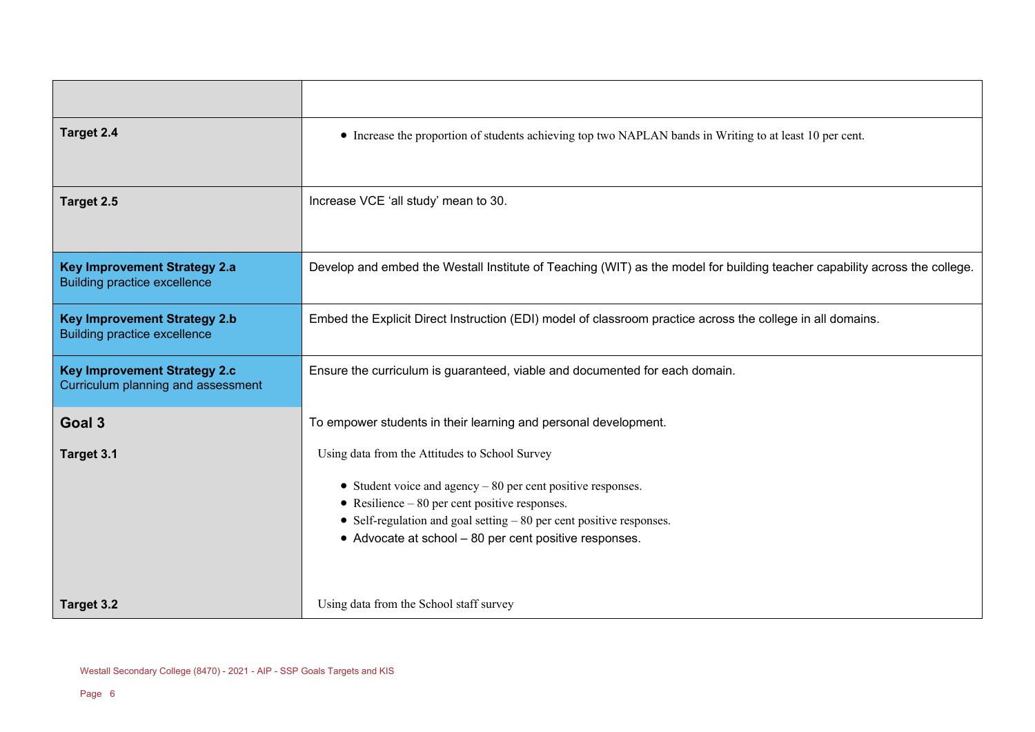| | |
|---|---|
| | |
| **Target 2.4** | • Increase the proportion of students achieving top two NAPLAN bands in Writing to at least 10 per cent. |
| **Target 2.5** | Increase VCE 'all study' mean to 30. |
| **Key Improvement Strategy 2.a**<br>Building practice excellence | Develop and embed the Westall Institute of Teaching (WIT) as the model for building teacher capability across the college. |
| **Key Improvement Strategy 2.b**<br>Building practice excellence | Embed the Explicit Direct Instruction (EDI) model of classroom practice across the college in all domains. |
| **Key Improvement Strategy 2.c**<br>Curriculum planning and assessment | Ensure the curriculum is guaranteed, viable and documented for each domain. |
| **Goal 3** | To empower students in their learning and personal development. |
| **Target 3.1** | Using data from the Attitudes to School Survey<br><br>• Student voice and agency – 80 per cent positive responses.<br>• Resilience – 80 per cent positive responses.<br>• Self-regulation and goal setting – 80 per cent positive responses.<br>• Advocate at school – 80 per cent positive responses. |
| **Target 3.2** | Using data from the School staff survey |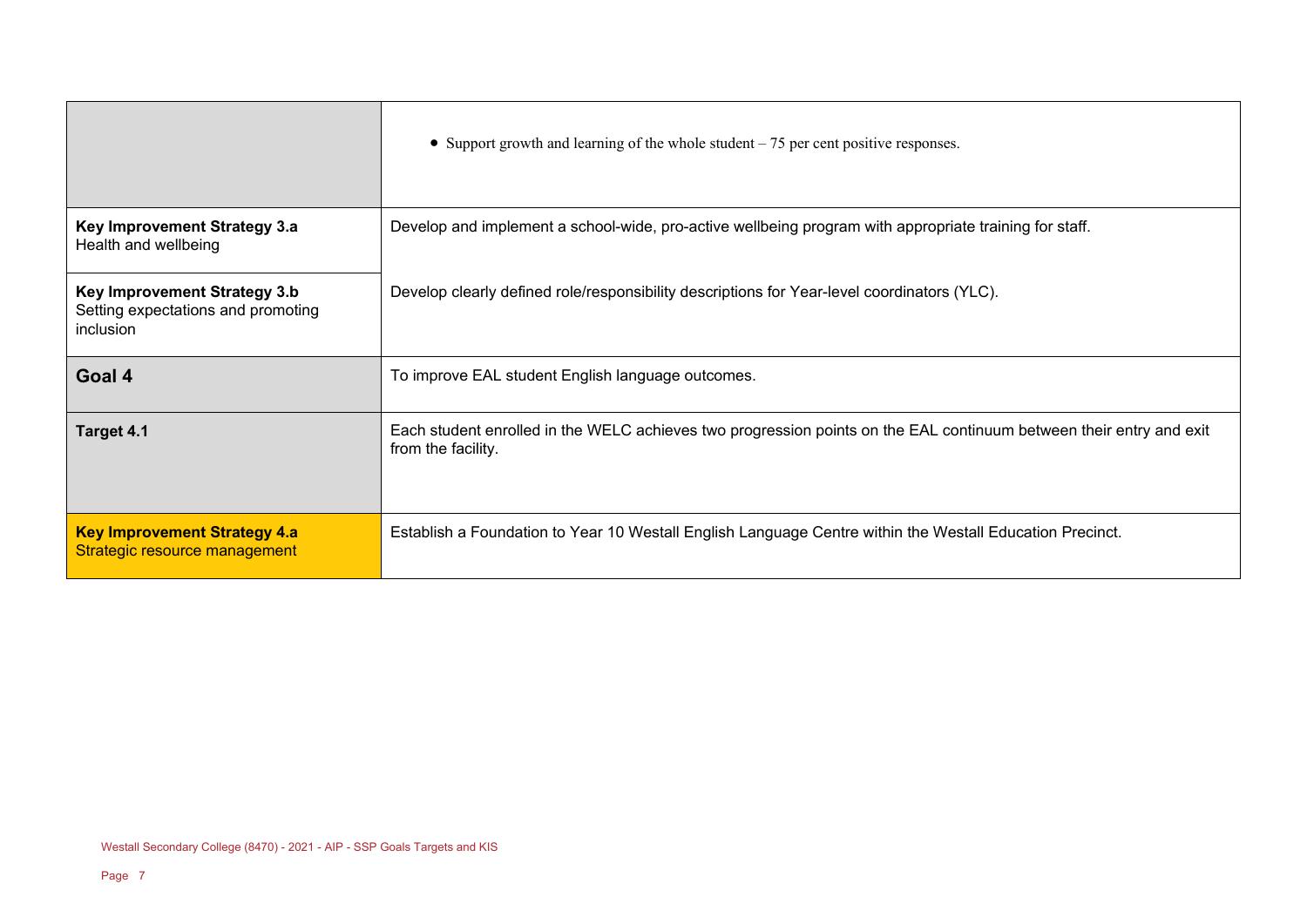| | |
|---|---|
| | • Support growth and learning of the whole student – 75 per cent positive responses. |
| **Key Improvement Strategy 3.a** Health and wellbeing | Develop and implement a school-wide, pro-active wellbeing program with appropriate training for staff. |
| **Key Improvement Strategy 3.b** Setting expectations and promoting inclusion | Develop clearly defined role/responsibility descriptions for Year-level coordinators (YLC). |
| **Goal 4** | To improve EAL student English language outcomes. |
| **Target 4.1** | Each student enrolled in the WELC achieves two progression points on the EAL continuum between their entry and exit from the facility. |
| **Key Improvement Strategy 4.a** Strategic resource management | Establish a Foundation to Year 10 Westall English Language Centre within the Westall Education Precinct. |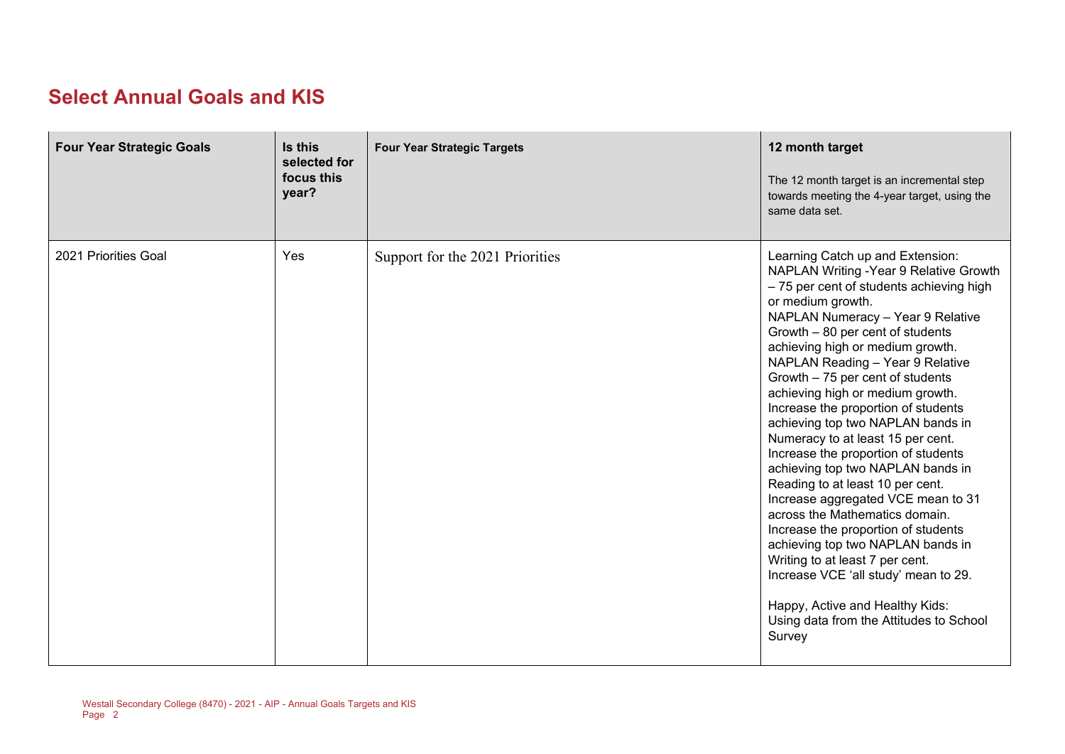## Select Annual Goals and KIS

| Four Year Strategic Goals | Is this selected for focus this year? | Four Year Strategic Targets | 12 month target<br>The 12 month target is an incremental step towards meeting the 4-year target, using the same data set. |
|---|---|---|---|
| 2021 Priorities Goal | Yes | Support for the 2021 Priorities | Learning Catch up and Extension:<br>NAPLAN Writing -Year 9 Relative Growth – 75 per cent of students achieving high or medium growth.<br>NAPLAN Numeracy – Year 9 Relative Growth – 80 per cent of students achieving high or medium growth.<br>NAPLAN Reading – Year 9 Relative Growth – 75 per cent of students achieving high or medium growth.<br>Increase the proportion of students achieving top two NAPLAN bands in Numeracy to at least 15 per cent.<br>Increase the proportion of students achieving top two NAPLAN bands in Reading to at least 10 per cent.<br>Increase aggregated VCE mean to 31 across the Mathematics domain.<br>Increase the proportion of students achieving top two NAPLAN bands in Writing to at least 7 per cent.<br>Increase VCE 'all study' mean to 29.<br><br>Happy, Active and Healthy Kids:<br>Using data from the Attitudes to School Survey |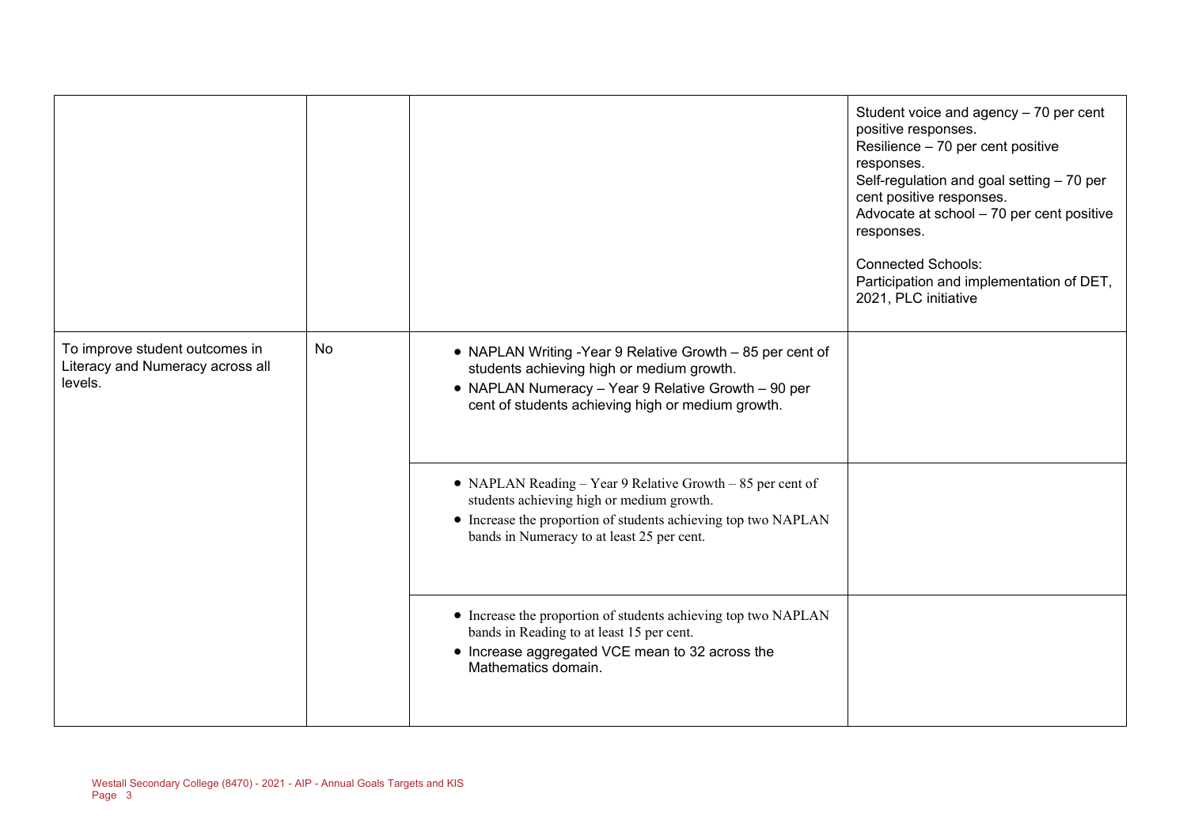| | | | |
|---|---|---|---|
| | | | Student voice and agency – 70 per cent positive responses.<br>Resilience – 70 per cent positive responses.<br>Self-regulation and goal setting – 70 per cent positive responses.<br>Advocate at school – 70 per cent positive responses.<br><br>Connected Schools:<br>Participation and implementation of DET, 2021, PLC initiative |
| To improve student outcomes in Literacy and Numeracy across all levels. | No | • NAPLAN Writing -Year 9 Relative Growth – 85 per cent of students achieving high or medium growth.<br>• NAPLAN Numeracy – Year 9 Relative Growth – 90 per cent of students achieving high or medium growth. | |
| | | • NAPLAN Reading – Year 9 Relative Growth – 85 per cent of students achieving high or medium growth.<br>• Increase the proportion of students achieving top two NAPLAN bands in Numeracy to at least 25 per cent. | |
| | | • Increase the proportion of students achieving top two NAPLAN bands in Reading to at least 15 per cent.<br>• Increase aggregated VCE mean to 32 across the Mathematics domain. | |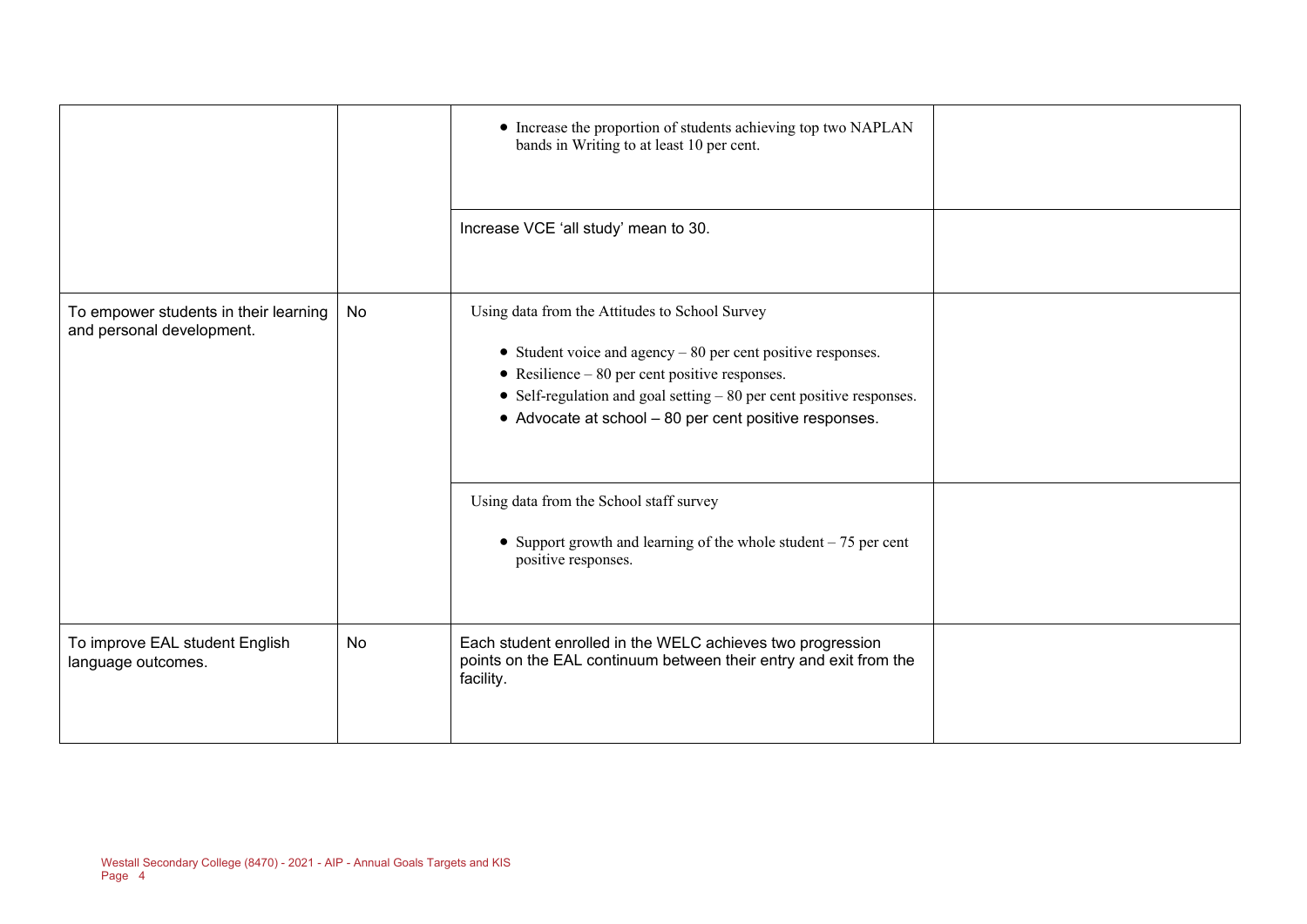| | | | |
|---|---|---|---|
| | | • Increase the proportion of students achieving top two NAPLAN bands in Writing to at least 10 per cent. | |
| | | Increase VCE 'all study' mean to 30. | |
| To empower students in their learning and personal development. | No | Using data from the Attitudes to School Survey<br><br>• Student voice and agency – 80 per cent positive responses.<br>• Resilience – 80 per cent positive responses.<br>• Self-regulation and goal setting – 80 per cent positive responses.<br>• Advocate at school – 80 per cent positive responses. | |
| | | Using data from the School staff survey<br><br>• Support growth and learning of the whole student – 75 per cent positive responses. | |
| To improve EAL student English language outcomes. | No | Each student enrolled in the WELC achieves two progression points on the EAL continuum between their entry and exit from the facility. | |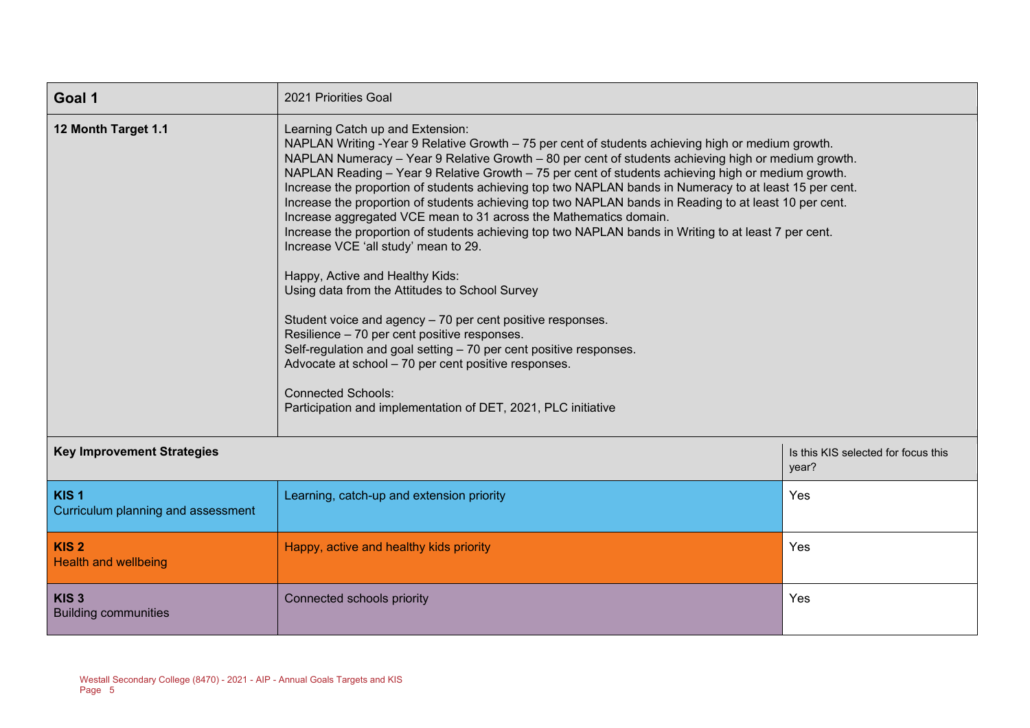| Goal 1 | 2021 Priorities Goal | |
|---|---|---|
| **12 Month Target 1.1** | Learning Catch up and Extension:<br>NAPLAN Writing -Year 9 Relative Growth – 75 per cent of students achieving high or medium growth.<br>NAPLAN Numeracy – Year 9 Relative Growth – 80 per cent of students achieving high or medium growth.<br>NAPLAN Reading – Year 9 Relative Growth – 75 per cent of students achieving high or medium growth.<br>Increase the proportion of students achieving top two NAPLAN bands in Numeracy to at least 15 per cent.<br>Increase the proportion of students achieving top two NAPLAN bands in Reading to at least 10 per cent.<br>Increase aggregated VCE mean to 31 across the Mathematics domain.<br>Increase the proportion of students achieving top two NAPLAN bands in Writing to at least 7 per cent.<br>Increase VCE 'all study' mean to 29.<br><br>Happy, Active and Healthy Kids:<br>Using data from the Attitudes to School Survey<br><br>Student voice and agency – 70 per cent positive responses.<br>Resilience – 70 per cent positive responses.<br>Self-regulation and goal setting – 70 per cent positive responses.<br>Advocate at school – 70 per cent positive responses.<br><br>Connected Schools:<br>Participation and implementation of DET, 2021, PLC initiative | |
| **Key Improvement Strategies** | | Is this KIS selected for focus this year? |
| **KIS 1**<br>Curriculum planning and assessment | Learning, catch-up and extension priority | Yes |
| **KIS 2**<br>Health and wellbeing | Happy, active and healthy kids priority | Yes |
| **KIS 3**<br>Building communities | Connected schools priority | Yes |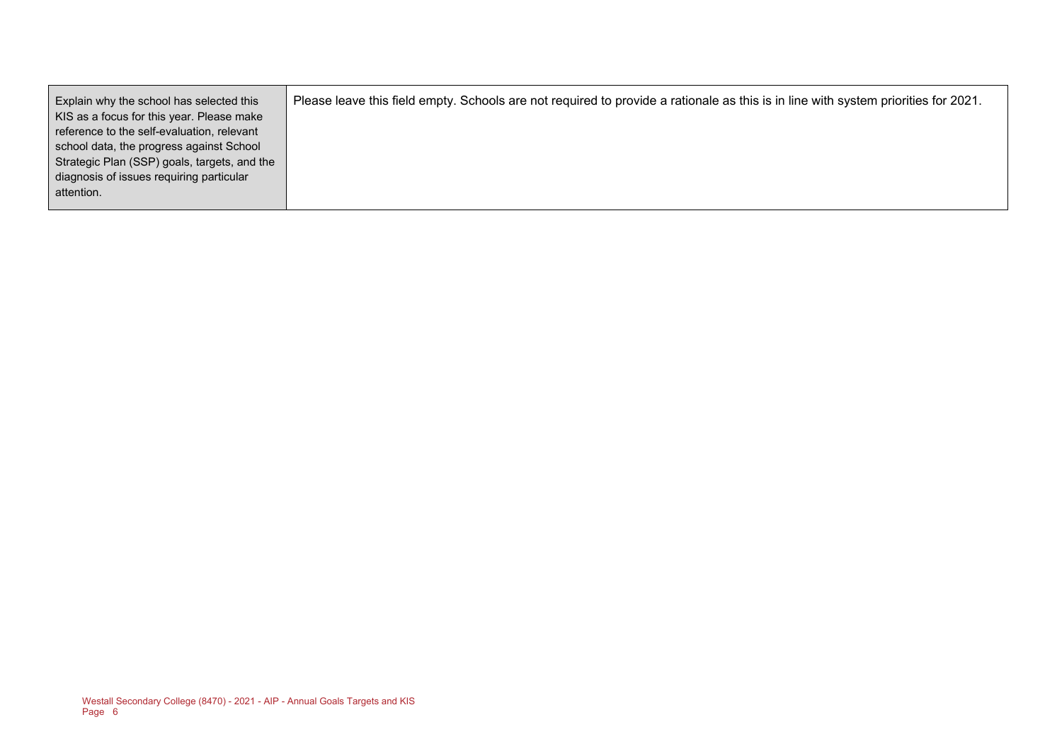| | |
|---|---|
| Explain why the school has selected this KIS as a focus for this year. Please make reference to the self-evaluation, relevant school data, the progress against School Strategic Plan (SSP) goals, targets, and the diagnosis of issues requiring particular attention. | Please leave this field empty. Schools are not required to provide a rationale as this is in line with system priorities for 2021. |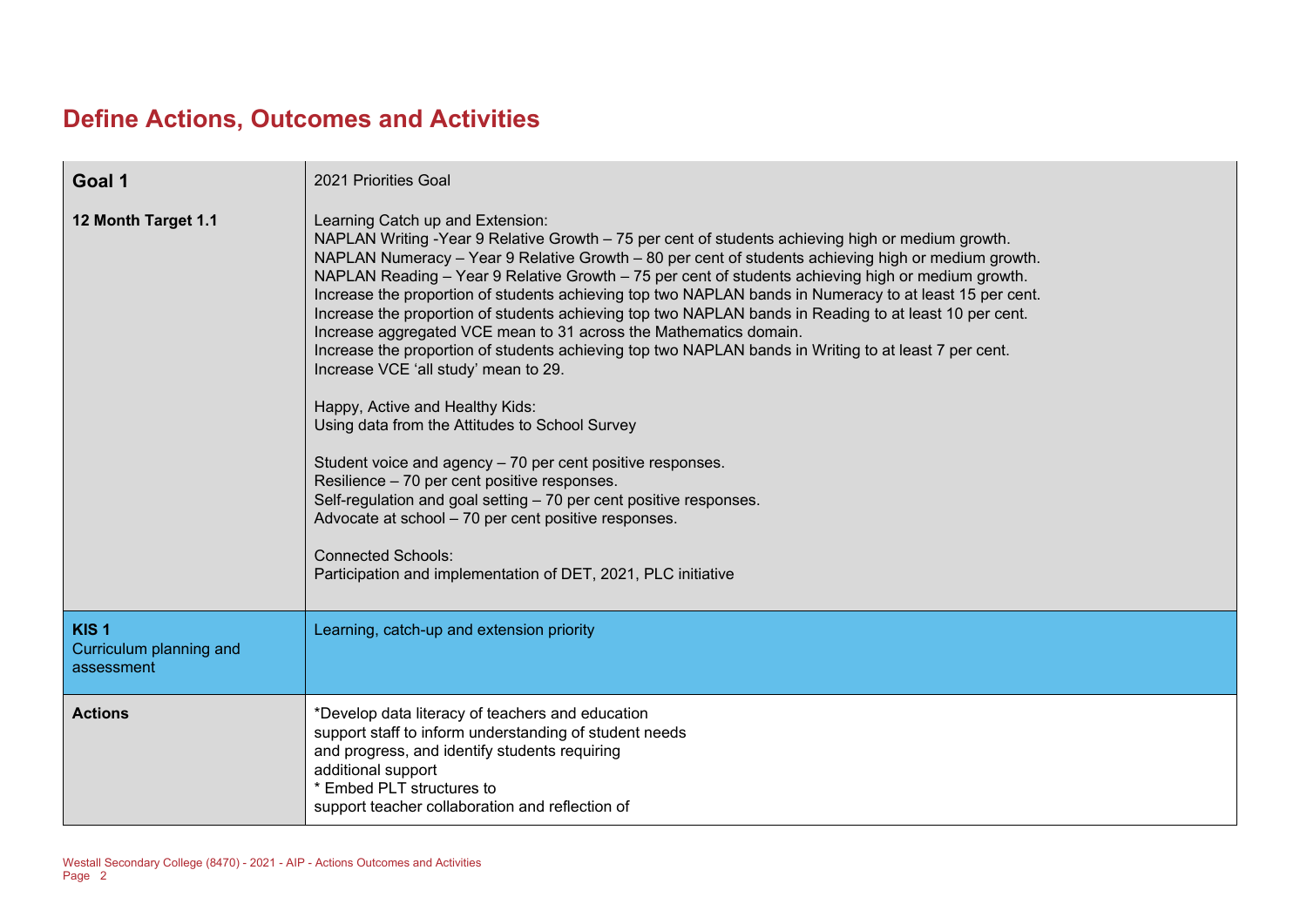# Define Actions, Outcomes and Activities

| | |
|---|---|
| **Goal 1** | 2021 Priorities Goal |
| **12 Month Target 1.1** | Learning Catch up and Extension:<br>NAPLAN Writing -Year 9 Relative Growth – 75 per cent of students achieving high or medium growth.<br>NAPLAN Numeracy – Year 9 Relative Growth – 80 per cent of students achieving high or medium growth.<br>NAPLAN Reading – Year 9 Relative Growth – 75 per cent of students achieving high or medium growth.<br>Increase the proportion of students achieving top two NAPLAN bands in Numeracy to at least 15 per cent.<br>Increase the proportion of students achieving top two NAPLAN bands in Reading to at least 10 per cent.<br>Increase aggregated VCE mean to 31 across the Mathematics domain.<br>Increase the proportion of students achieving top two NAPLAN bands in Writing to at least 7 per cent.<br>Increase VCE 'all study' mean to 29.<br><br>Happy, Active and Healthy Kids:<br>Using data from the Attitudes to School Survey<br><br>Student voice and agency – 70 per cent positive responses.<br>Resilience – 70 per cent positive responses.<br>Self-regulation and goal setting – 70 per cent positive responses.<br>Advocate at school – 70 per cent positive responses.<br><br>Connected Schools:<br>Participation and implementation of DET, 2021, PLC initiative |
| **KIS 1**<br>Curriculum planning and assessment | Learning, catch-up and extension priority |
| **Actions** | *Develop data literacy of teachers and education<br>support staff to inform understanding of student needs<br>and progress, and identify students requiring<br>additional support<br>* Embed PLT structures to<br>support teacher collaboration and reflection of |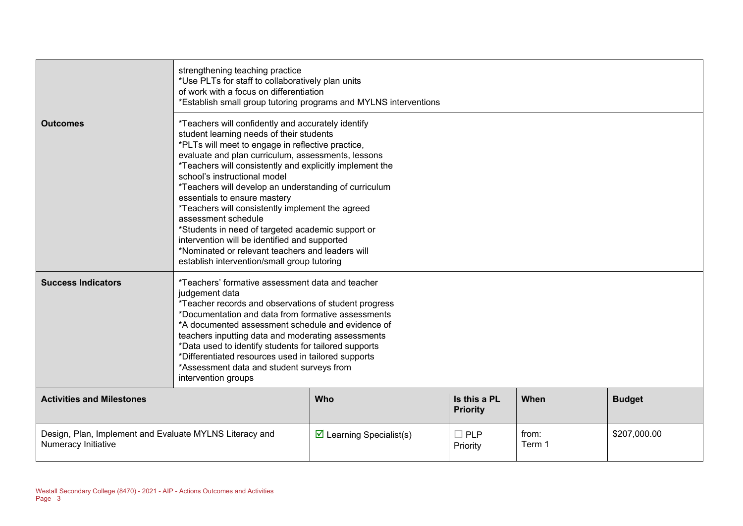| | | | | | |
|---|---|---|---|---|---|
| | strengthening teaching practice<br>*Use PLTs for staff to collaboratively plan units of work with a focus on differentiation<br>*Establish small group tutoring programs and MYLNS interventions | | | | |
| **Outcomes** | *Teachers will confidently and accurately identify student learning needs of their students<br>*PLTs will meet to engage in reflective practice, evaluate and plan curriculum, assessments, lessons<br>*Teachers will consistently and explicitly implement the school's instructional model<br>*Teachers will develop an understanding of curriculum essentials to ensure mastery<br>*Teachers will consistently implement the agreed assessment schedule<br>*Students in need of targeted academic support or intervention will be identified and supported<br>*Nominated or relevant teachers and leaders will establish intervention/small group tutoring | | | | |
| **Success Indicators** | *Teachers' formative assessment data and teacher judgement data<br>*Teacher records and observations of student progress<br>*Documentation and data from formative assessments<br>*A documented assessment schedule and evidence of teachers inputting data and moderating assessments<br>*Data used to identify students for tailored supports<br>*Differentiated resources used in tailored supports<br>*Assessment data and student surveys from intervention groups | | | | |
| **Activities and Milestones** | | **Who** | **Is this a PL Priority** | **When** | **Budget** |
| Design, Plan, Implement and Evaluate MYLNS Literacy and Numeracy Initiative | | ☑ Learning Specialist(s) | ☐ PLP Priority | from:<br>Term 1 | $207,000.00 |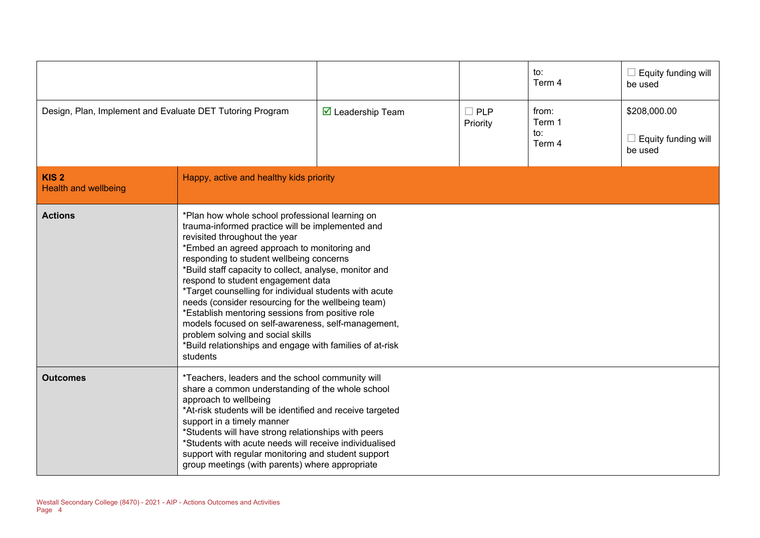| | | | | |
|---|---|---|---|---|
| | | | to:<br>Term 4 | ☐ Equity funding will be used |
| Design, Plan, Implement and Evaluate DET Tutoring Program | ☑ Leadership Team | ☐ PLP Priority | from:<br>Term 1<br>to:<br>Term 4 | $208,000.00<br><br>☐ Equity funding will be used |

| | |
|---|---|
| **KIS 2**<br>Health and wellbeing | Happy, active and healthy kids priority |
| **Actions** | *Plan how whole school professional learning on trauma-informed practice will be implemented and revisited throughout the year<br>*Embed an agreed approach to monitoring and responding to student wellbeing concerns<br>*Build staff capacity to collect, analyse, monitor and respond to student engagement data<br>*Target counselling for individual students with acute needs (consider resourcing for the wellbeing team)<br>*Establish mentoring sessions from positive role models focused on self-awareness, self-management, problem solving and social skills<br>*Build relationships and engage with families of at-risk students |
| **Outcomes** | *Teachers, leaders and the school community will share a common understanding of the whole school approach to wellbeing<br>*At-risk students will be identified and receive targeted support in a timely manner<br>*Students will have strong relationships with peers<br>*Students with acute needs will receive individualised support with regular monitoring and student support group meetings (with parents) where appropriate |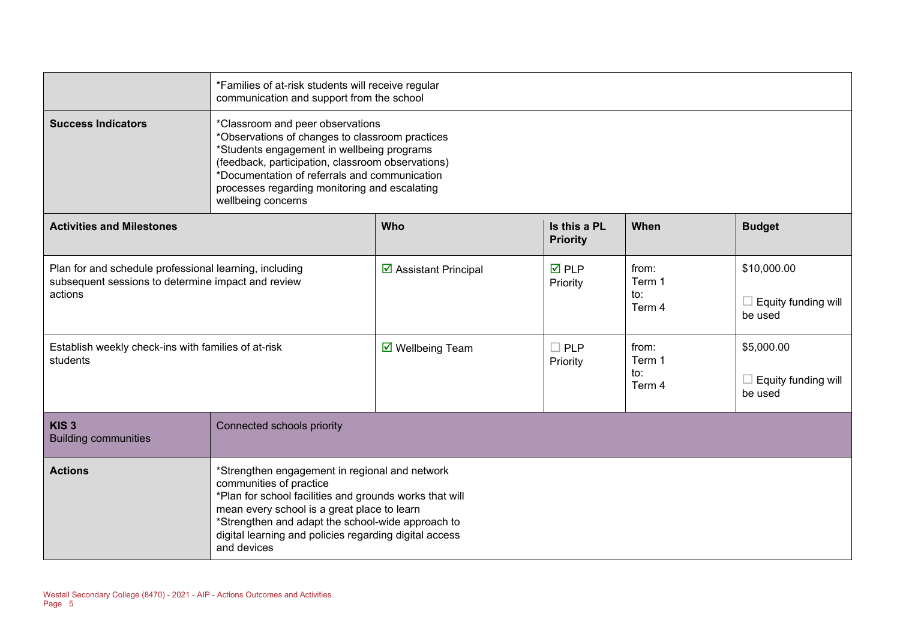| | | | | | |
|---|---|---|---|---|---|
| | *Families of at-risk students will receive regular communication and support from the school | | | | |
| **Success Indicators** | *Classroom and peer observations<br>*Observations of changes to classroom practices<br>*Students engagement in wellbeing programs (feedback, participation, classroom observations)<br>*Documentation of referrals and communication processes regarding monitoring and escalating wellbeing concerns | | | | |
| **Activities and Milestones** | | **Who** | **Is this a PL Priority** | **When** | **Budget** |
| Plan for and schedule professional learning, including subsequent sessions to determine impact and review actions | | ☑ Assistant Principal | ☑ PLP Priority | from: Term 1<br>to: Term 4 | $10,000.00<br><br>☐ Equity funding will be used |
| Establish weekly check-ins with families of at-risk students | | ☑ Wellbeing Team | ☐ PLP Priority | from: Term 1<br>to: Term 4 | $5,000.00<br><br>☐ Equity funding will be used |
| **KIS 3**<br>Building communities | Connected schools priority | | | | |
| **Actions** | *Strengthen engagement in regional and network communities of practice<br>*Plan for school facilities and grounds works that will mean every school is a great place to learn<br>*Strengthen and adapt the school-wide approach to digital learning and policies regarding digital access and devices | | | | |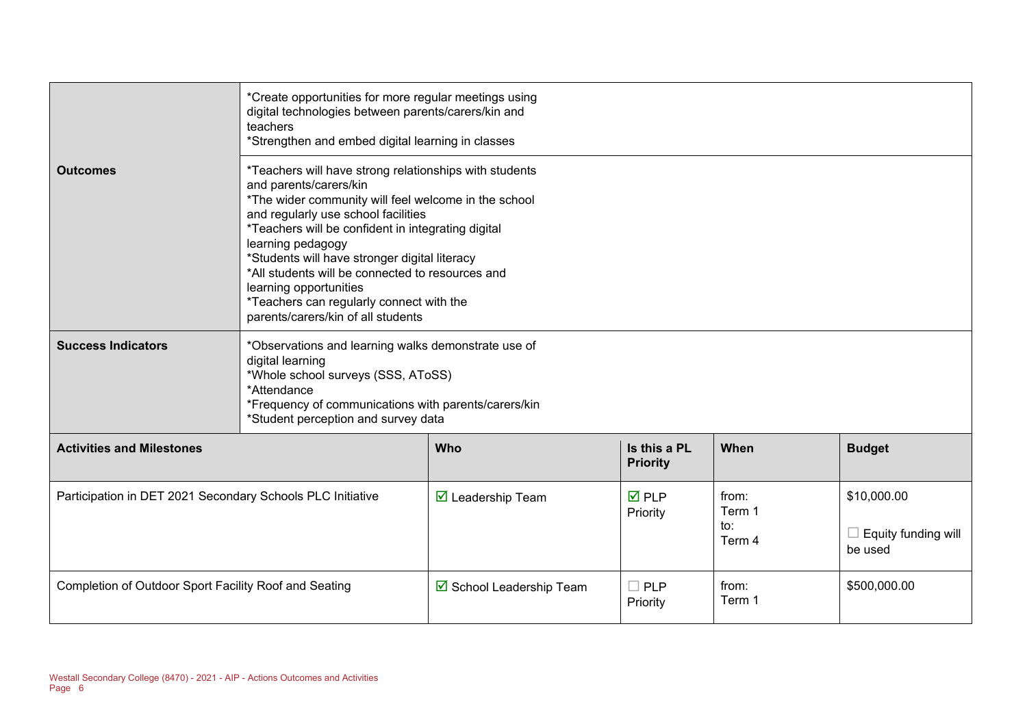| | |
|---|---|
| | *Create opportunities for more regular meetings using digital technologies between parents/carers/kin and teachers<br>*Strengthen and embed digital learning in classes |
| **Outcomes** | *Teachers will have strong relationships with students and parents/carers/kin<br>*The wider community will feel welcome in the school and regularly use school facilities<br>*Teachers will be confident in integrating digital learning pedagogy<br>*Students will have stronger digital literacy<br>*All students will be connected to resources and learning opportunities<br>*Teachers can regularly connect with the parents/carers/kin of all students |
| **Success Indicators** | *Observations and learning walks demonstrate use of digital learning<br>*Whole school surveys (SSS, AToSS)<br>*Attendance<br>*Frequency of communications with parents/carers/kin<br>*Student perception and survey data |

| **Activities and Milestones** | **Who** | **Is this a PL Priority** | **When** | **Budget** |
|---|---|---|---|---|
| Participation in DET 2021 Secondary Schools PLC Initiative | ☑ Leadership Team | ☑ PLP Priority | from: Term 1 to: Term 4 | $10,000.00<br>☐ Equity funding will be used |
| Completion of Outdoor Sport Facility Roof and Seating | ☑ School Leadership Team | ☐ PLP Priority | from: Term 1 | $500,000.00 |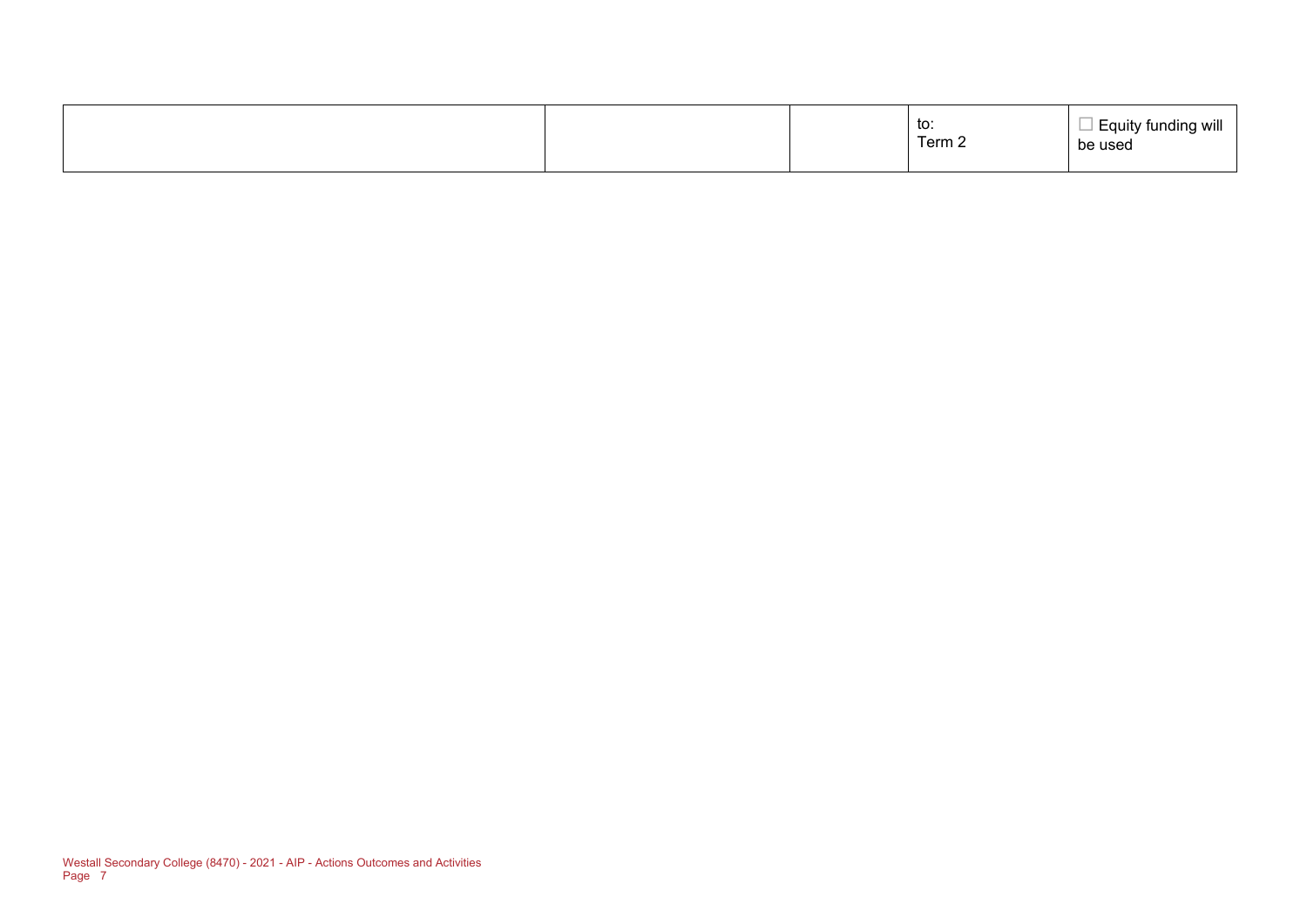| | | | | |
|---|---|---|---|---|
| | | | to:<br>Term 2 | ☐ Equity funding will be used |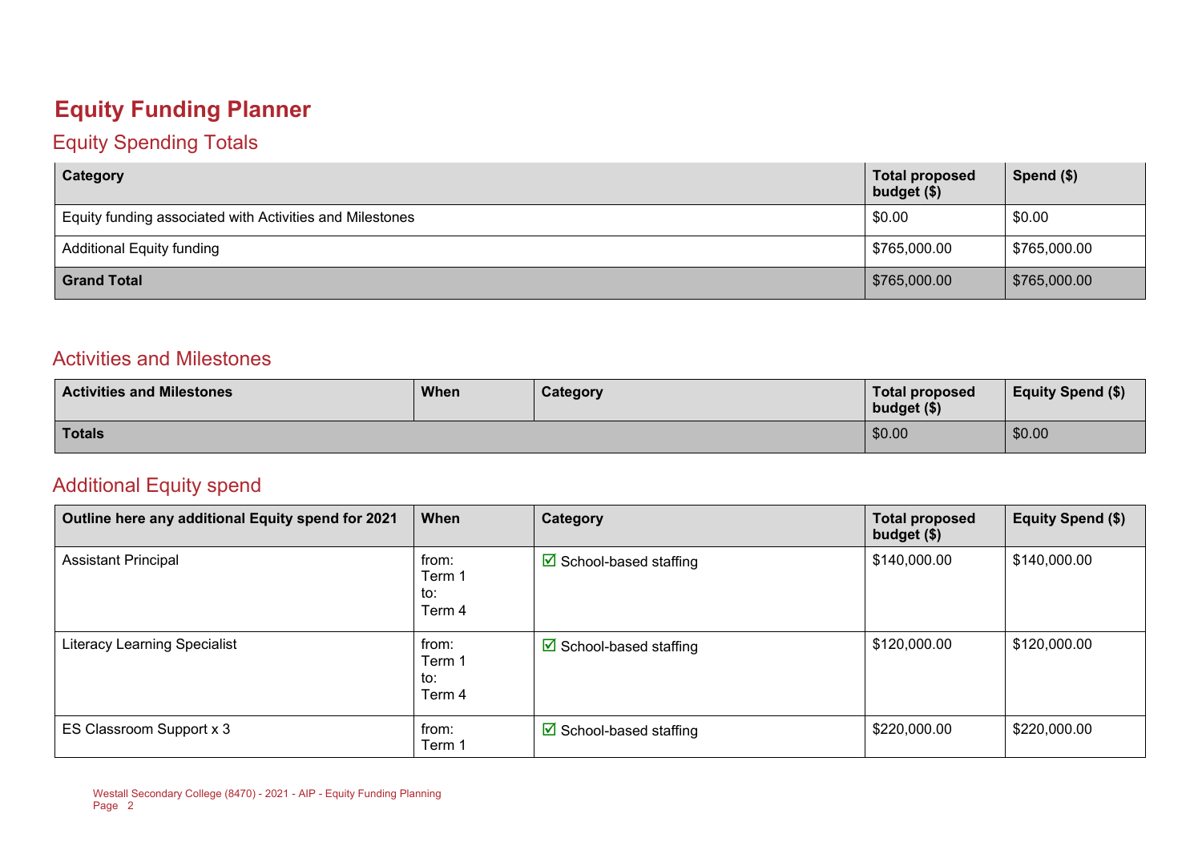# Equity Funding Planner

## Equity Spending Totals

| Category | Total proposed budget ($) | Spend ($) |
| --- | --- | --- |
| Equity funding associated with Activities and Milestones | $0.00 | $0.00 |
| Additional Equity funding | $765,000.00 | $765,000.00 |
| **Grand Total** | $765,000.00 | $765,000.00 |

## Activities and Milestones

| Activities and Milestones | When | Category | Total proposed budget ($) | Equity Spend ($) |
| --- | --- | --- | --- | --- |
| **Totals** | | | $0.00 | $0.00 |

## Additional Equity spend

| Outline here any additional Equity spend for 2021 | When | Category | Total proposed budget ($) | Equity Spend ($) |
| --- | --- | --- | --- | --- |
| Assistant Principal | from: Term 1 to: Term 4 | ☑ School-based staffing | $140,000.00 | $140,000.00 |
| Literacy Learning Specialist | from: Term 1 to: Term 4 | ☑ School-based staffing | $120,000.00 | $120,000.00 |
| ES Classroom Support x 3 | from: Term 1 | ☑ School-based staffing | $220,000.00 | $220,000.00 |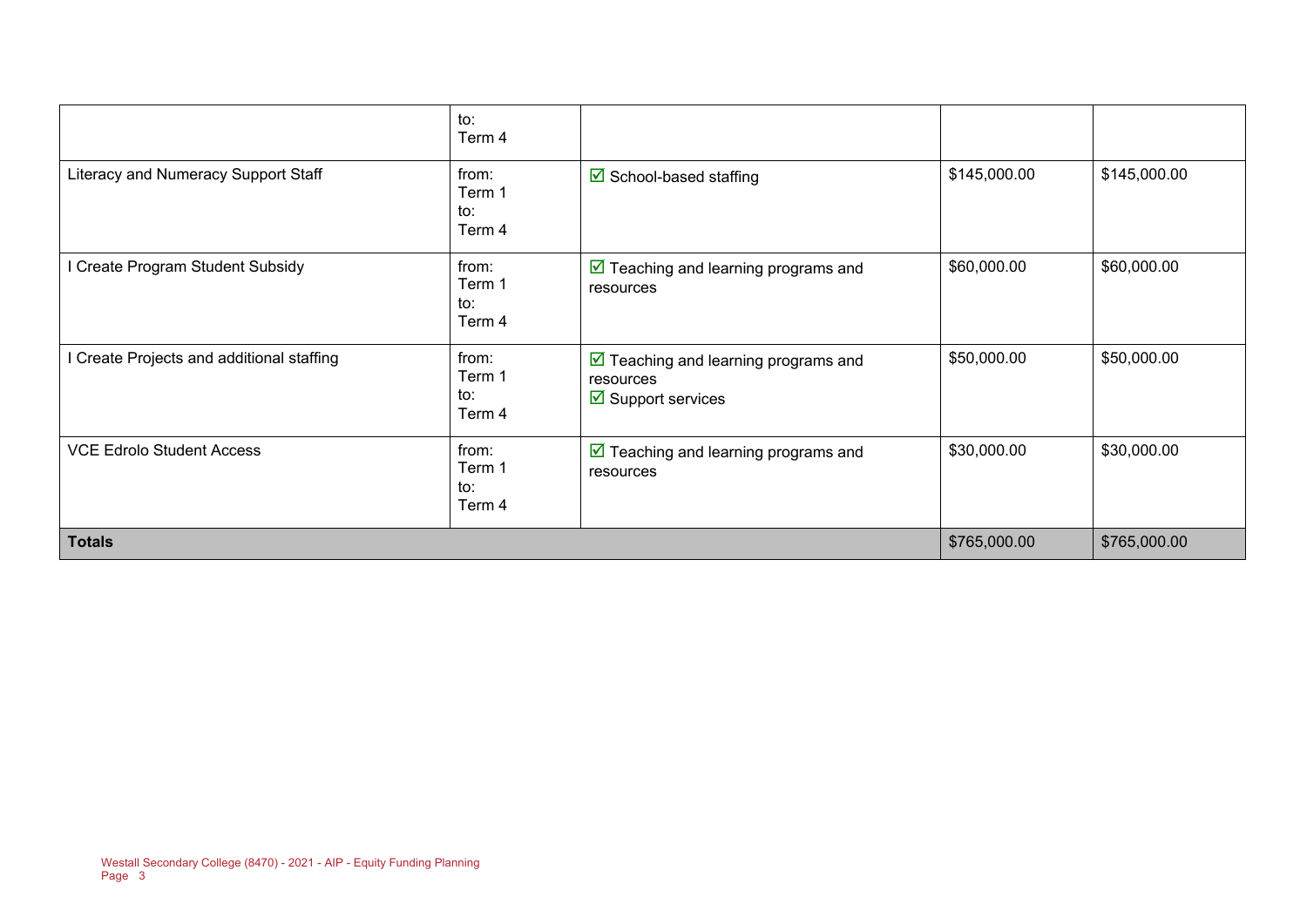| | | | | |
|---|---|---|---|---|
| | to:<br>Term 4 | | | |
| Literacy and Numeracy Support Staff | from:<br>Term 1<br>to:<br>Term 4 | ☑ School-based staffing | $145,000.00 | $145,000.00 |
| I Create Program Student Subsidy | from:<br>Term 1<br>to:<br>Term 4 | ☑ Teaching and learning programs and resources | $60,000.00 | $60,000.00 |
| I Create Projects and additional staffing | from:<br>Term 1<br>to:<br>Term 4 | ☑ Teaching and learning programs and resources<br>☑ Support services | $50,000.00 | $50,000.00 |
| VCE Edrolo Student Access | from:<br>Term 1<br>to:<br>Term 4 | ☑ Teaching and learning programs and resources | $30,000.00 | $30,000.00 |
| **Totals** | | | $765,000.00 | $765,000.00 |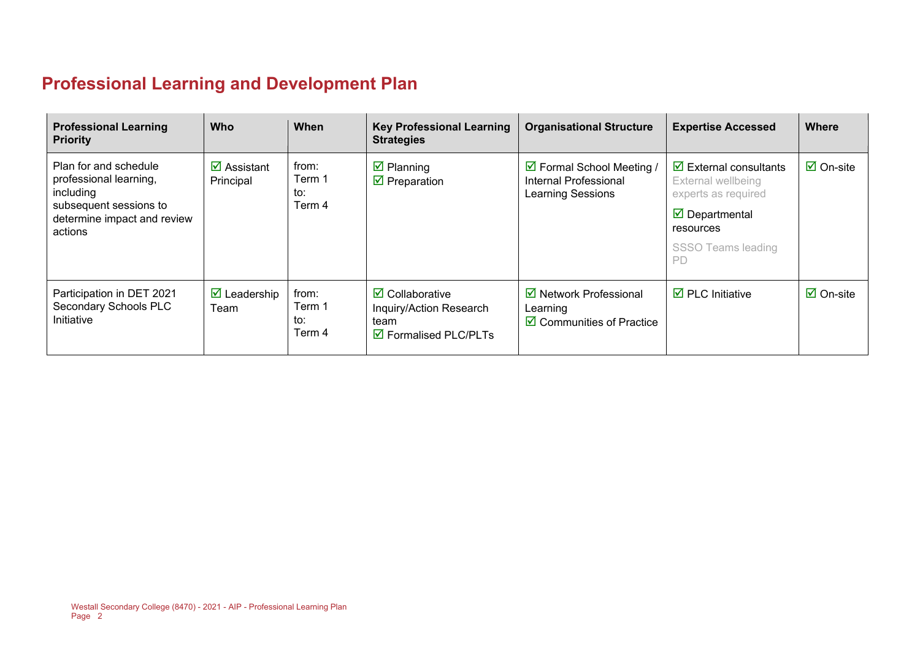# Professional Learning and Development Plan

| Professional Learning Priority | Who | When | Key Professional Learning Strategies | Organisational Structure | Expertise Accessed | Where |
|---|---|---|---|---|---|---|
| Plan for and schedule professional learning, including subsequent sessions to determine impact and review actions | ☑ Assistant Principal | from: Term 1 to: Term 4 | ☑ Planning<br>☑ Preparation | ☑ Formal School Meeting / Internal Professional Learning Sessions | ☑ External consultants<br>External wellbeing experts as required<br>☑ Departmental resources<br>SSSO Teams leading PD | ☑ On-site |
| Participation in DET 2021 Secondary Schools PLC Initiative | ☑ Leadership Team | from: Term 1 to: Term 4 | ☑ Collaborative Inquiry/Action Research team<br>☑ Formalised PLC/PLTs | ☑ Network Professional Learning<br>☑ Communities of Practice | ☑ PLC Initiative | ☑ On-site |